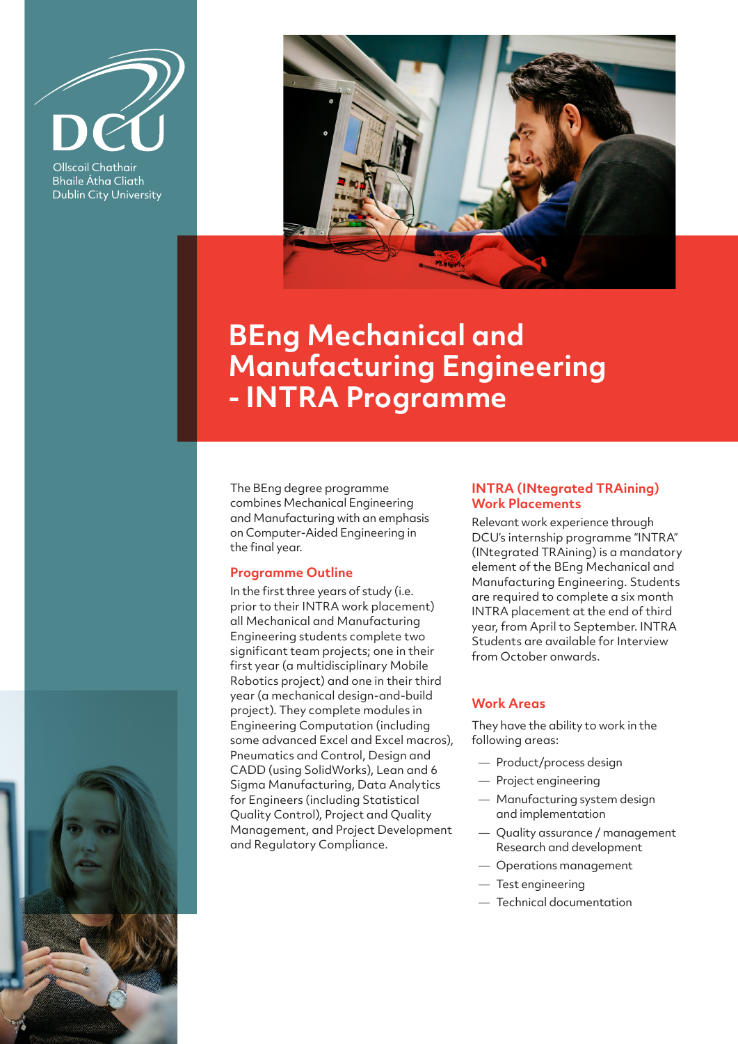DCU

Ollscoil Chathair Bhaile Átha Cliath
Dublin City University

# BEng Mechanical and Manufacturing Engineering - INTRA Programme

The BEng degree programme combines Mechanical Engineering and Manufacturing with an emphasis on Computer-Aided Engineering in the final year.

## Programme Outline

In the first three years of study (i.e. prior to their INTRA work placement) all Mechanical and Manufacturing Engineering students complete two significant team projects; one in their first year (a multidisciplinary Mobile Robotics project) and one in their third year (a mechanical design-and-build project). They complete modules in Engineering Computation (including some advanced Excel and Excel macros), Pneumatics and Control, Design and CADD (using SolidWorks), Lean and 6 Sigma Manufacturing, Data Analytics for Engineers (including Statistical Quality Control), Project and Quality Management, and Project Development and Regulatory Compliance.

## INTRA (INtegrated TRAining) Work Placements

Relevant work experience through DCU's internship programme "INTRA" (INtegrated TRAining) is a mandatory element of the BEng Mechanical and Manufacturing Engineering. Students are required to complete a six month INTRA placement at the end of third year, from April to September. INTRA Students are available for Interview from October onwards.

## Work Areas

They have the ability to work in the following areas:

- Product/process design
- Project engineering
- Manufacturing system design and implementation
- Quality assurance / management Research and development
- Operations management
- Test engineering
- Technical documentation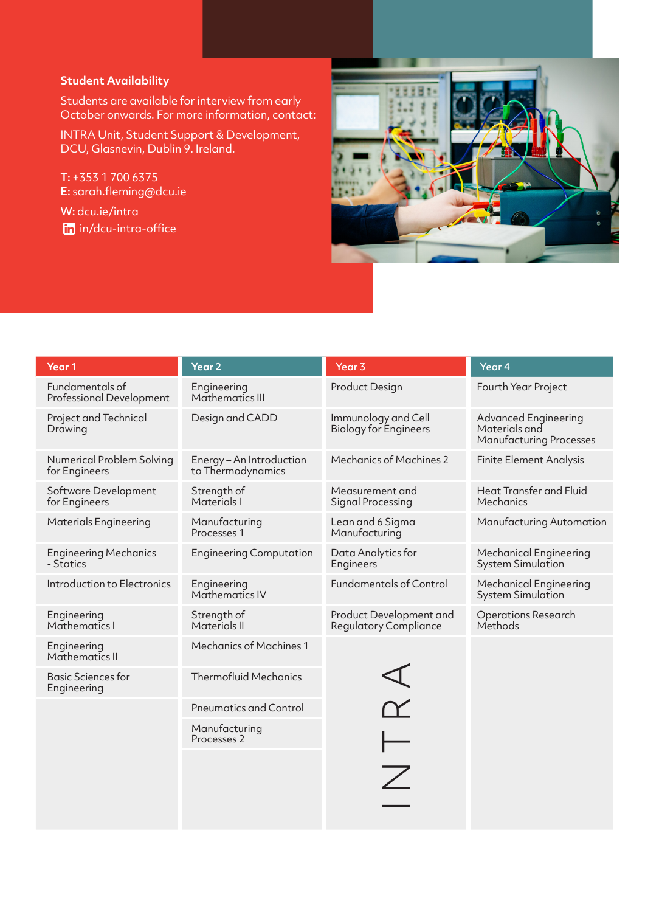**Student Availability**

Students are available for interview from early October onwards. For more information, contact:

INTRA Unit, Student Support & Development, DCU, Glasnevin, Dublin 9. Ireland.

**T:** +353 1 700 6375
**E:** sarah.fleming@dcu.ie

**W:** dcu.ie/intra
in/dcu-intra-office

| Year 1 | Year 2 | Year 3 | Year 4 |
|---|---|---|---|
| Fundamentals of Professional Development | Engineering Mathematics III | Product Design | Fourth Year Project |
| Project and Technical Drawing | Design and CADD | Immunology and Cell Biology for Engineers | Advanced Engineering Materials and Manufacturing Processes |
| Numerical Problem Solving for Engineers | Energy – An Introduction to Thermodynamics | Mechanics of Machines 2 | Finite Element Analysis |
| Software Development for Engineers | Strength of Materials I | Measurement and Signal Processing | Heat Transfer and Fluid Mechanics |
| Materials Engineering | Manufacturing Processes 1 | Lean and 6 Sigma Manufacturing | Manufacturing Automation |
| Engineering Mechanics - Statics | Engineering Computation | Data Analytics for Engineers | Mechanical Engineering System Simulation |
| Introduction to Electronics | Engineering Mathematics IV | Fundamentals of Control | Mechanical Engineering System Simulation |
| Engineering Mathematics I | Strength of Materials II | Product Development and Regulatory Compliance | Operations Research Methods |
| Engineering Mathematics II | Mechanics of Machines 1 | | |
| Basic Sciences for Engineering | Thermofluid Mechanics | | |
| | Pneumatics and Control | | |
| | Manufacturing Processes 2 | | |

INTRA